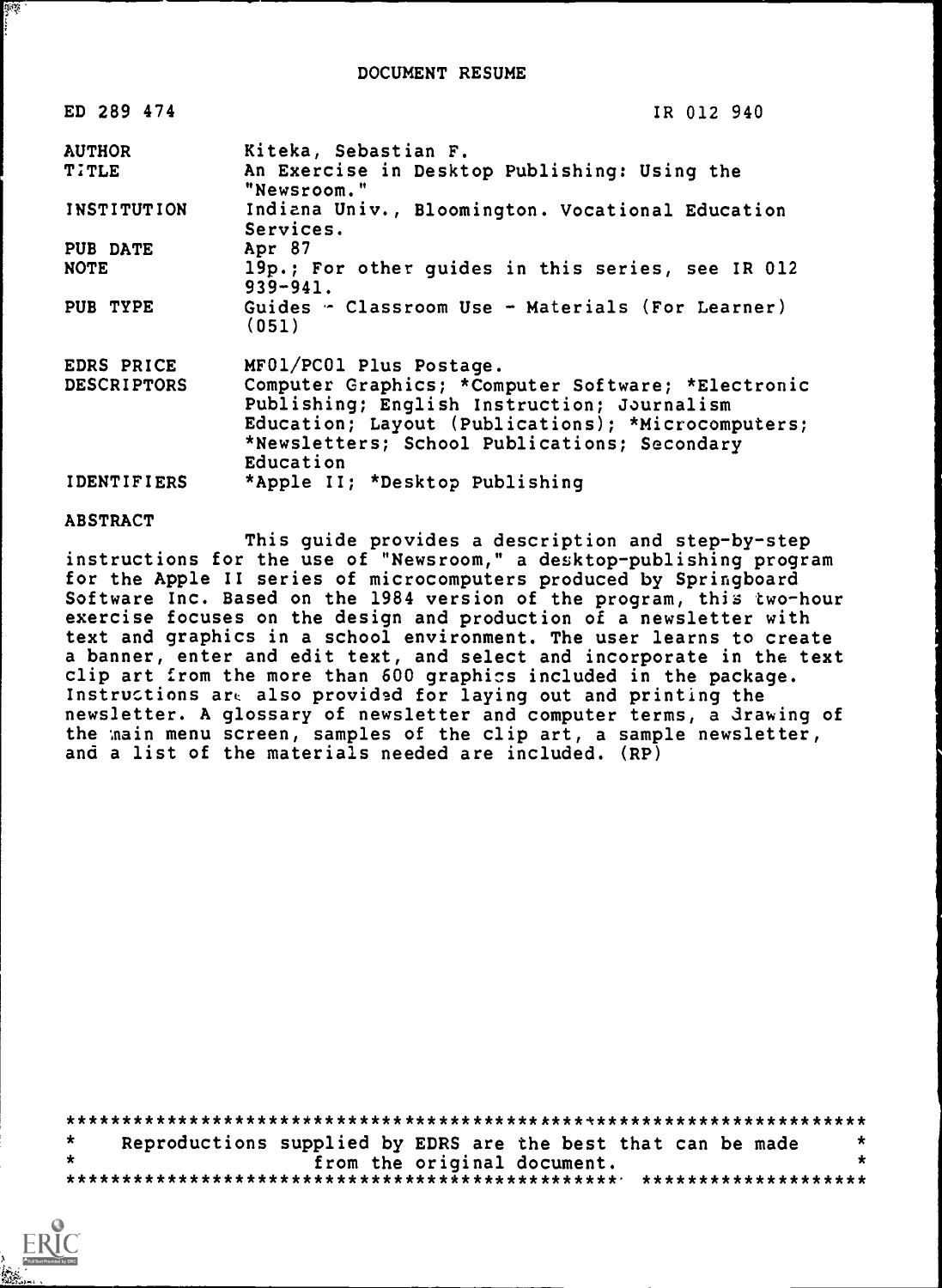DOCUMENT RESUME

| | |
|---|---|
| ED 289 474 | IR 012 940 |
| AUTHOR | Kiteka, Sebastian F. |
| TITLE | An Exercise in Desktop Publishing: Using the "Newsroom." |
| INSTITUTION | Indiana Univ., Bloomington. Vocational Education Services. |
| PUB DATE | Apr 87 |
| NOTE | 19p.; For other guides in this series, see IR 012 939-941. |
| PUB TYPE | Guides - Classroom Use - Materials (For Learner) (051) |
| EDRS PRICE | MF01/PC01 Plus Postage. |
| DESCRIPTORS | Computer Graphics; *Computer Software; *Electronic Publishing; English Instruction; Journalism Education; Layout (Publications); *Microcomputers; *Newsletters; School Publications; Secondary Education |
| IDENTIFIERS | *Apple II; *Desktop Publishing |

ABSTRACT

This guide provides a description and step-by-step instructions for the use of "Newsroom," a desktop-publishing program for the Apple II series of microcomputers produced by Springboard Software Inc. Based on the 1984 version of the program, this two-hour exercise focuses on the design and production of a newsletter with text and graphics in a school environment. The user learns to create a banner, enter and edit text, and select and incorporate in the text clip art from the more than 600 graphics included in the package. Instructions are also provided for laying out and printing the newsletter. A glossary of newsletter and computer terms, a drawing of the main menu screen, samples of the clip art, a sample newsletter, and a list of the materials needed are included. (RP)

***********************************************************************
* Reproductions supplied by EDRS are the best that can be made *
* from the original document. *
***********************************************************************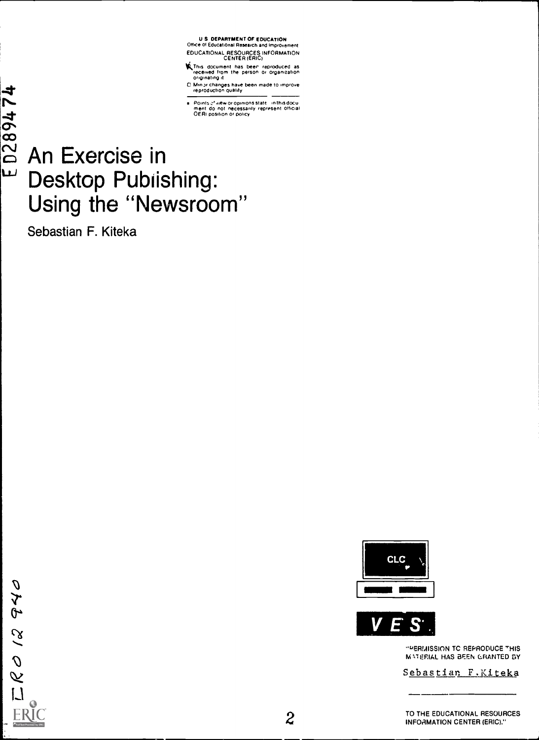U S DEPARTMENT OF EDUCATION
Office of Educational Research and Improvement
EDUCATIONAL RESOURCES INFORMATION CENTER (ERIC)

- This document has been reproduced as received from the person or organization originating it
- Minor changes have been made to improve reproduction quality

- Points of view or opinions stated in this document do not necessarily represent official OERI position or policy

ED289474

# An Exercise in Desktop Pubiishing: Using the "Newsroom"

Sebastian F. Kiteka

CLC

VES.

"PERMISSION TO REPRODUCE THIS MATERIAL HAS BEEN GRANTED BY

Sebastian F.Kiteka

TO THE EDUCATIONAL RESOURCES INFORMATION CENTER (ERIC)."

IR012940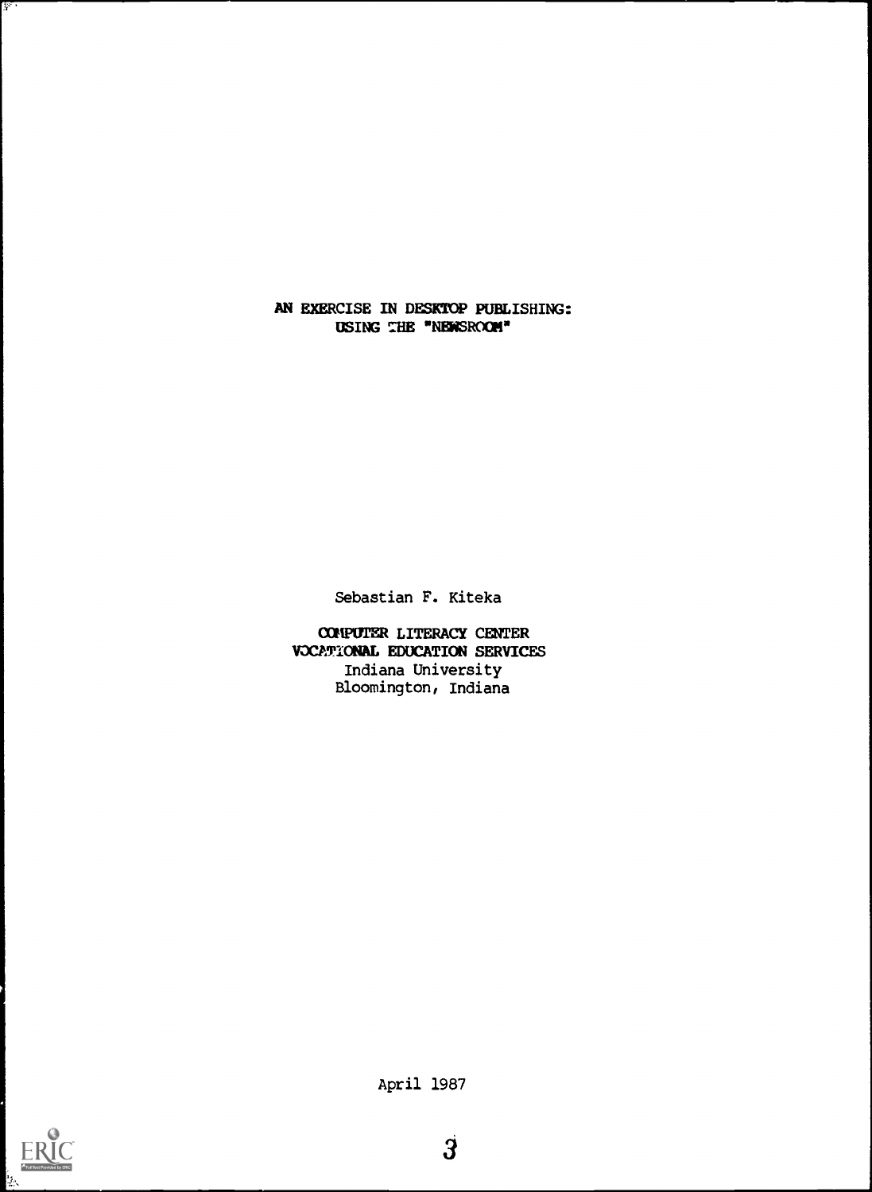# AN EXERCISE IN DESKTOP PUBLISHING: USING THE "NEWSROOM"

Sebastian F. Kiteka

COMPUTER LITERACY CENTER
VOCATIONAL EDUCATION SERVICES
Indiana University
Bloomington, Indiana

April 1987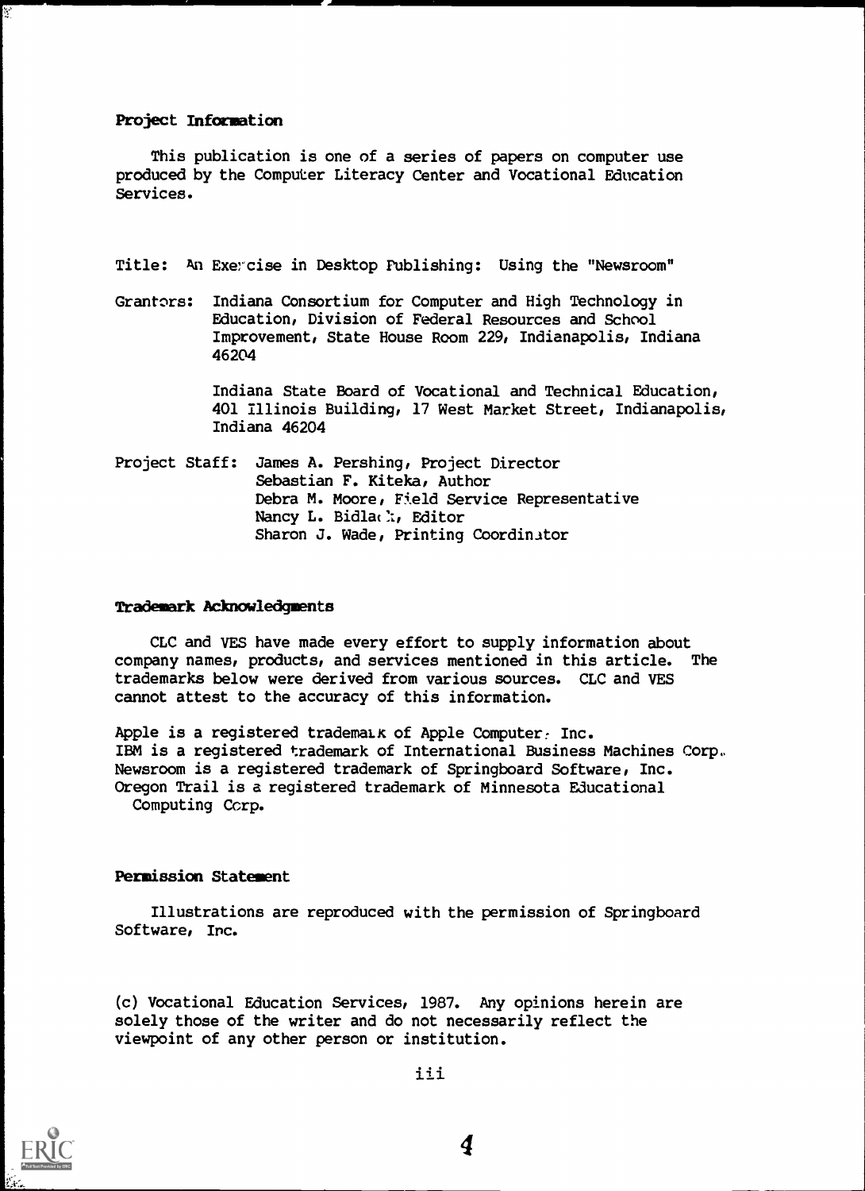## Project Information

This publication is one of a series of papers on computer use produced by the Computer Literacy Center and Vocational Education Services.

Title: An Exercise in Desktop Publishing: Using the "Newsroom"

Grantors: Indiana Consortium for Computer and High Technology in Education, Division of Federal Resources and School Improvement, State House Room 229, Indianapolis, Indiana 46204

Indiana State Board of Vocational and Technical Education, 401 Illinois Building, 17 West Market Street, Indianapolis, Indiana 46204

Project Staff: James A. Pershing, Project Director
Sebastian F. Kiteka, Author
Debra M. Moore, Field Service Representative
Nancy L. Bidlack, Editor
Sharon J. Wade, Printing Coordinator

## Trademark Acknowledgments

CLC and VES have made every effort to supply information about company names, products, and services mentioned in this article. The trademarks below were derived from various sources. CLC and VES cannot attest to the accuracy of this information.

Apple is a registered trademark of Apple Computer, Inc.
IBM is a registered trademark of International Business Machines Corp.
Newsroom is a registered trademark of Springboard Software, Inc.
Oregon Trail is a registered trademark of Minnesota Educational Computing Corp.

## Permission Statement

Illustrations are reproduced with the permission of Springboard Software, Inc.

(c) Vocational Education Services, 1987. Any opinions herein are solely those of the writer and do not necessarily reflect the viewpoint of any other person or institution.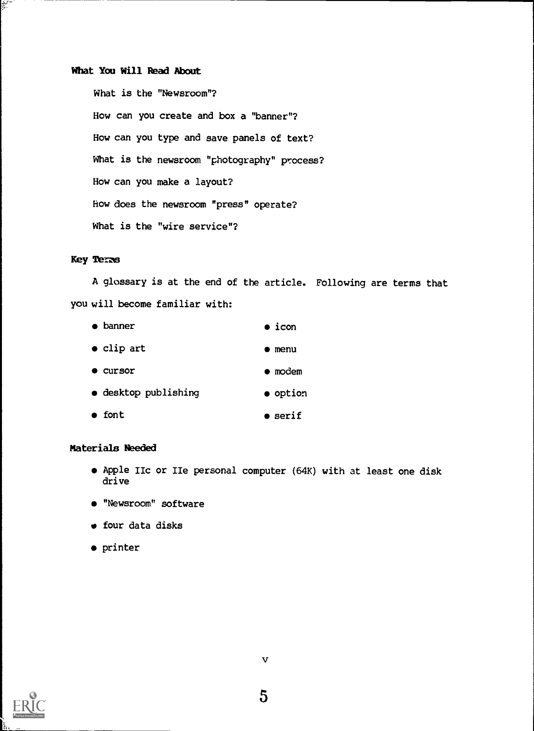### What You Will Read About

What is the "Newsroom"?

How can you create and box a "banner"?

How can you type and save panels of text?

What is the newsroom "photography" process?

How can you make a layout?

How does the newsroom "press" operate?

What is the "wire service"?

### Key Terms

A glossary is at the end of the article. Following are terms that you will become familiar with:

- banner
- clip art
- cursor
- desktop publishing
- font
- icon
- menu
- modem
- option
- serif

### Materials Needed

- Apple IIc or IIe personal computer (64K) with at least one disk drive
- "Newsroom" software
- four data disks
- printer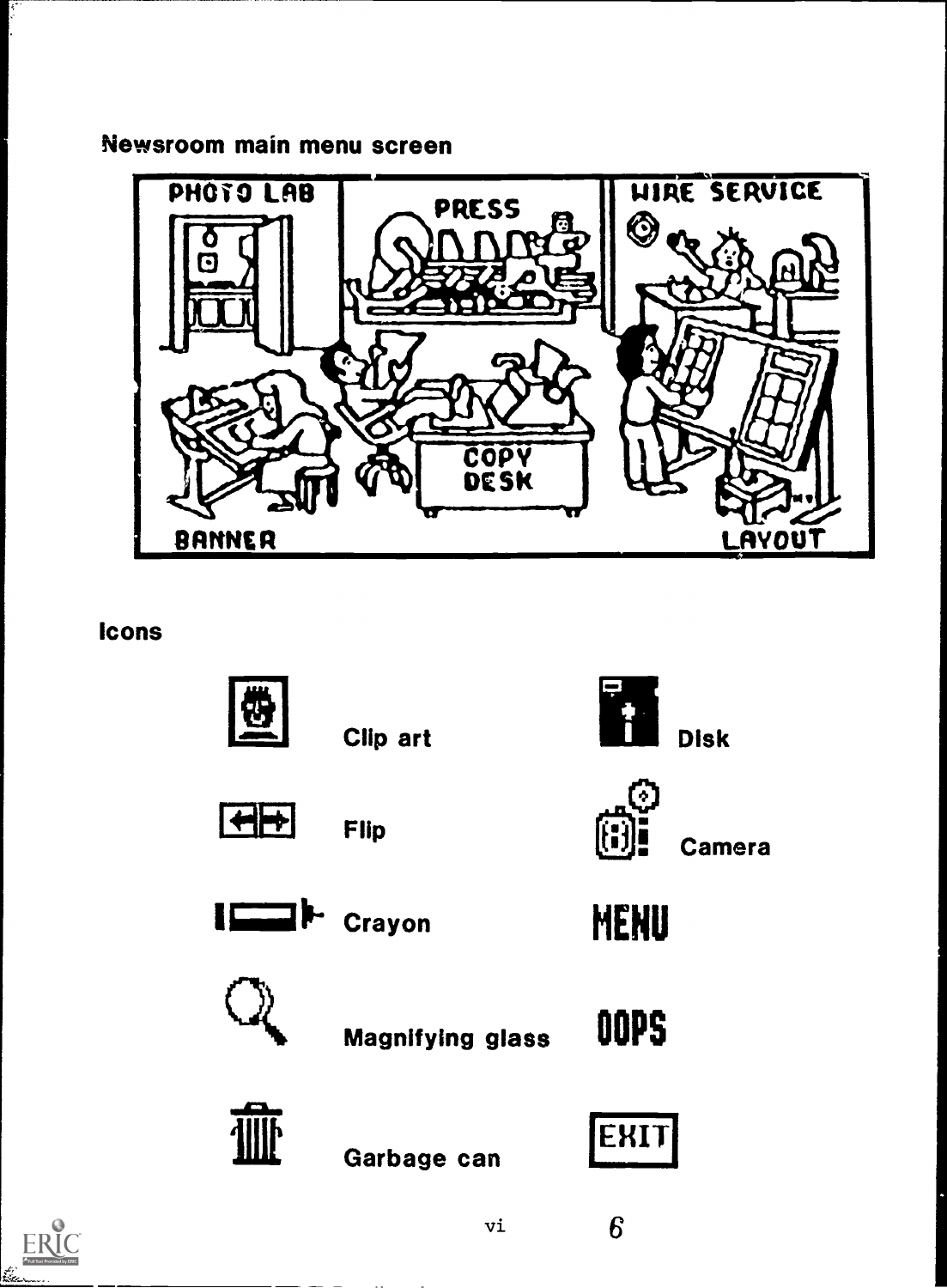Newsroom main menu screen

PHOTO LAB

PRESS

WIRE SERVICE

COPY DESK

BANNER

LAYOUT

## Icons

- Clip art
- Flip
- Crayon
- Magnifying glass
- Garbage can
- Disk
- Camera
- MENU
- OOPS
- EXIT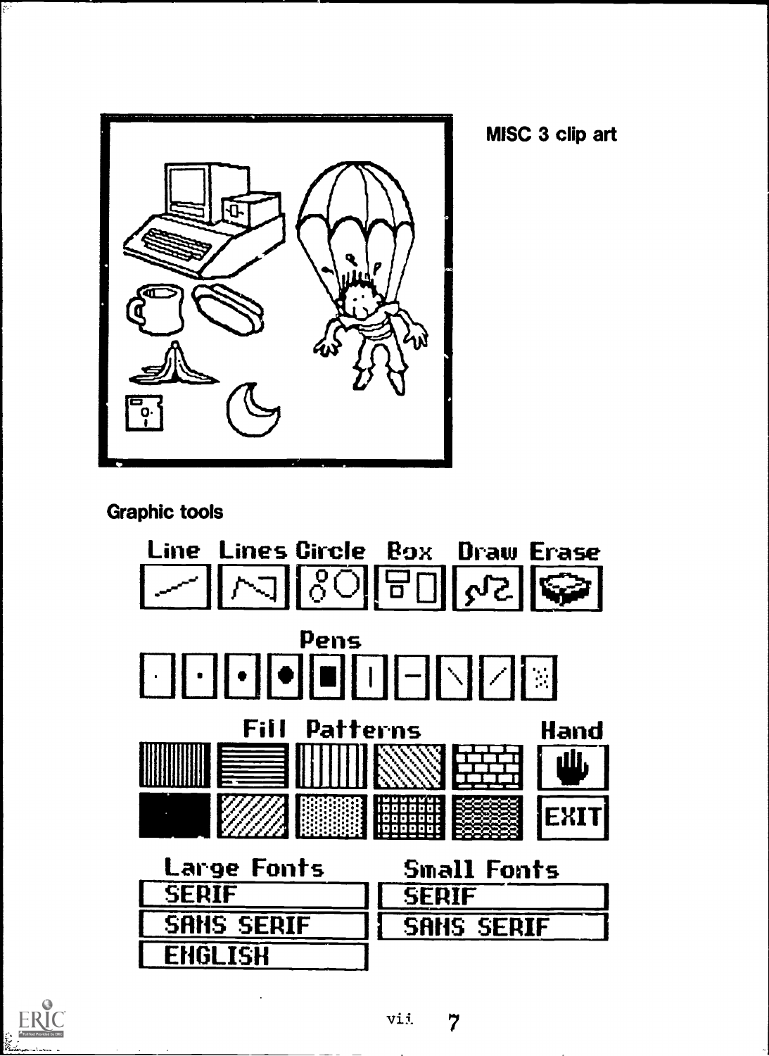MISC 3 clip art

Graphic tools

Line Lines Circle Box Draw Erase

Pens

Fill Patterns

Hand

EXIT

Large Fonts

SERIF

SANS SERIF

ENGLISH

Small Fonts

SERIF

SANS SERIF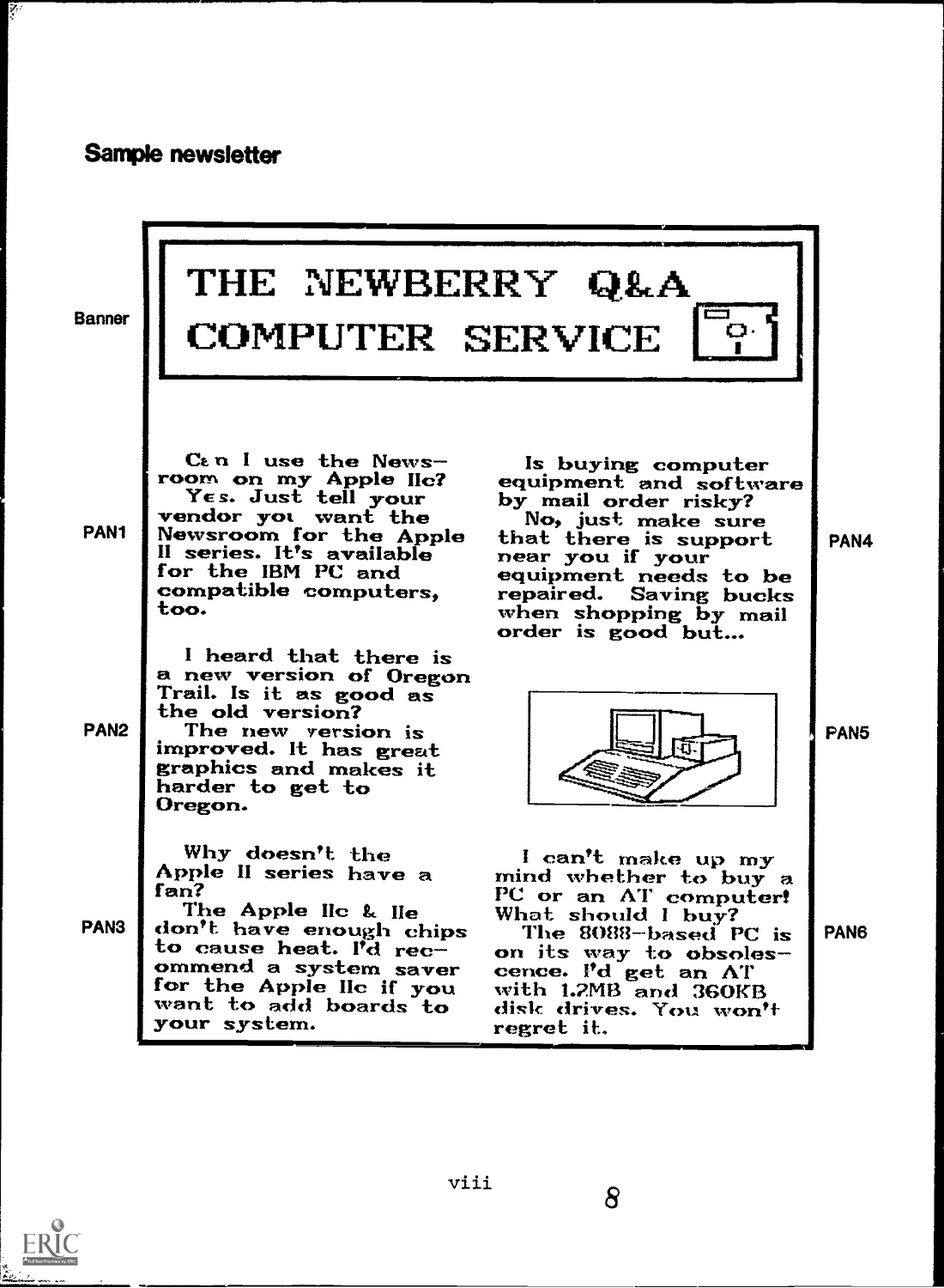## Sample newsletter

Banner

# THE NEWBERRY Q&A COMPUTER SERVICE

PAN1

Can I use the Newsroom on my Apple IIc?
Yes. Just tell your vendor you want the Newsroom for the Apple II series. It's available for the IBM PC and compatible computers, too.

PAN2

I heard that there is a new version of Oregon Trail. Is it as good as the old version?
The new version is improved. It has great graphics and makes it harder to get to Oregon.

PAN3

Why doesn't the Apple II series have a fan?
The Apple IIc & IIe don't have enough chips to cause heat. I'd recommend a system saver for the Apple IIc if you want to add boards to your system.

PAN4

Is buying computer equipment and software by mail order risky?
No, just make sure that there is support near you if your equipment needs to be repaired. Saving bucks when shopping by mail order is good but...

PAN5

PAN6

I can't make up my mind whether to buy a PC or an AT computer! What should I buy?
The 8088-based PC is on its way to obsolescence. I'd get an AT with 1.2MB and 360KB disk drives. You won't regret it.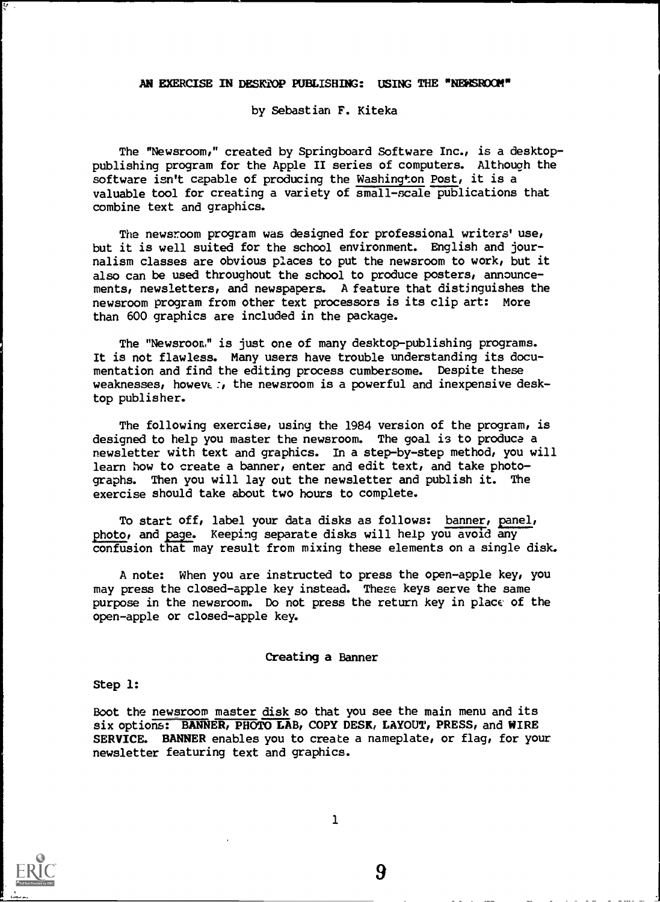# AN EXERCISE IN DESKTOP PUBLISHING: USING THE "NEWSROOM"

by Sebastian F. Kiteka

The "Newsroom," created by Springboard Software Inc., is a desktop-publishing program for the Apple II series of computers. Although the software isn't capable of producing the Washington Post, it is a valuable tool for creating a variety of small-scale publications that combine text and graphics.

The newsroom program was designed for professional writers' use, but it is well suited for the school environment. English and journalism classes are obvious places to put the newsroom to work, but it also can be used throughout the school to produce posters, announcements, newsletters, and newspapers. A feature that distinguishes the newsroom program from other text processors is its clip art: More than 600 graphics are included in the package.

The "Newsroom" is just one of many desktop-publishing programs. It is not flawless. Many users have trouble understanding its documentation and find the editing process cumbersome. Despite these weaknesses, however, the newsroom is a powerful and inexpensive desktop publisher.

The following exercise, using the 1984 version of the program, is designed to help you master the newsroom. The goal is to produce a newsletter with text and graphics. In a step-by-step method, you will learn how to create a banner, enter and edit text, and take photographs. Then you will lay out the newsletter and publish it. The exercise should take about two hours to complete.

To start off, label your data disks as follows: banner, panel, photo, and page. Keeping separate disks will help you avoid any confusion that may result from mixing these elements on a single disk.

A note: When you are instructed to press the open-apple key, you may press the closed-apple key instead. These keys serve the same purpose in the newsroom. Do not press the return key in place of the open-apple or closed-apple key.

## Creating a Banner

Step 1:

Boot the newsroom master disk so that you see the main menu and its six options: **BANNER, PHOTO LAB, COPY DESK, LAYOUT, PRESS,** and **WIRE SERVICE. BANNER** enables you to create a nameplate, or flag, for your newsletter featuring text and graphics.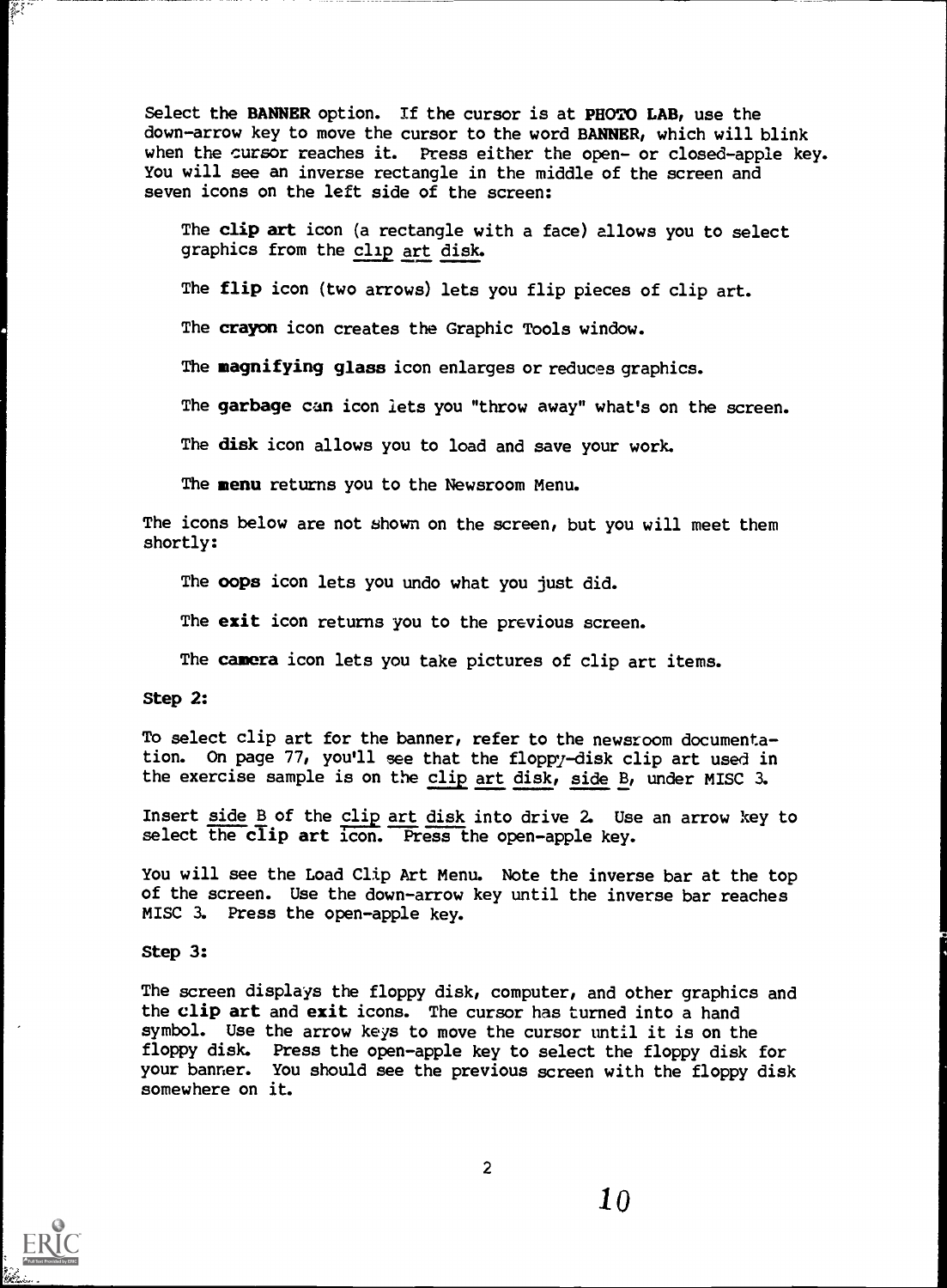Select the **BANNER** option. If the cursor is at **PHOTO LAB**, use the down-arrow key to move the cursor to the word **BANNER**, which will blink when the cursor reaches it. Press either the open- or closed-apple key. You will see an inverse rectangle in the middle of the screen and seven icons on the left side of the screen:

The **clip art** icon (a rectangle with a face) allows you to select graphics from the clip art disk.

The **flip** icon (two arrows) lets you flip pieces of clip art.

The **crayon** icon creates the Graphic Tools window.

The **magnifying glass** icon enlarges or reduces graphics.

The **garbage** can icon lets you "throw away" what's on the screen.

The **disk** icon allows you to load and save your work.

The **menu** returns you to the Newsroom Menu.

The icons below are not shown on the screen, but you will meet them shortly:

The **oops** icon lets you undo what you just did.

The **exit** icon returns you to the previous screen.

The **camera** icon lets you take pictures of clip art items.

Step 2:

To select clip art for the banner, refer to the newsroom documentation. On page 77, you'll see that the floppy-disk clip art used in the exercise sample is on the clip art disk, side B, under MISC 3.

Insert side B of the clip art disk into drive 2. Use an arrow key to select the **clip art** icon. Press the open-apple key.

You will see the Load Clip Art Menu. Note the inverse bar at the top of the screen. Use the down-arrow key until the inverse bar reaches MISC 3. Press the open-apple key.

Step 3:

The screen displays the floppy disk, computer, and other graphics and the **clip art** and **exit** icons. The cursor has turned into a hand symbol. Use the arrow keys to move the cursor until it is on the floppy disk. Press the open-apple key to select the floppy disk for your banner. You should see the previous screen with the floppy disk somewhere on it.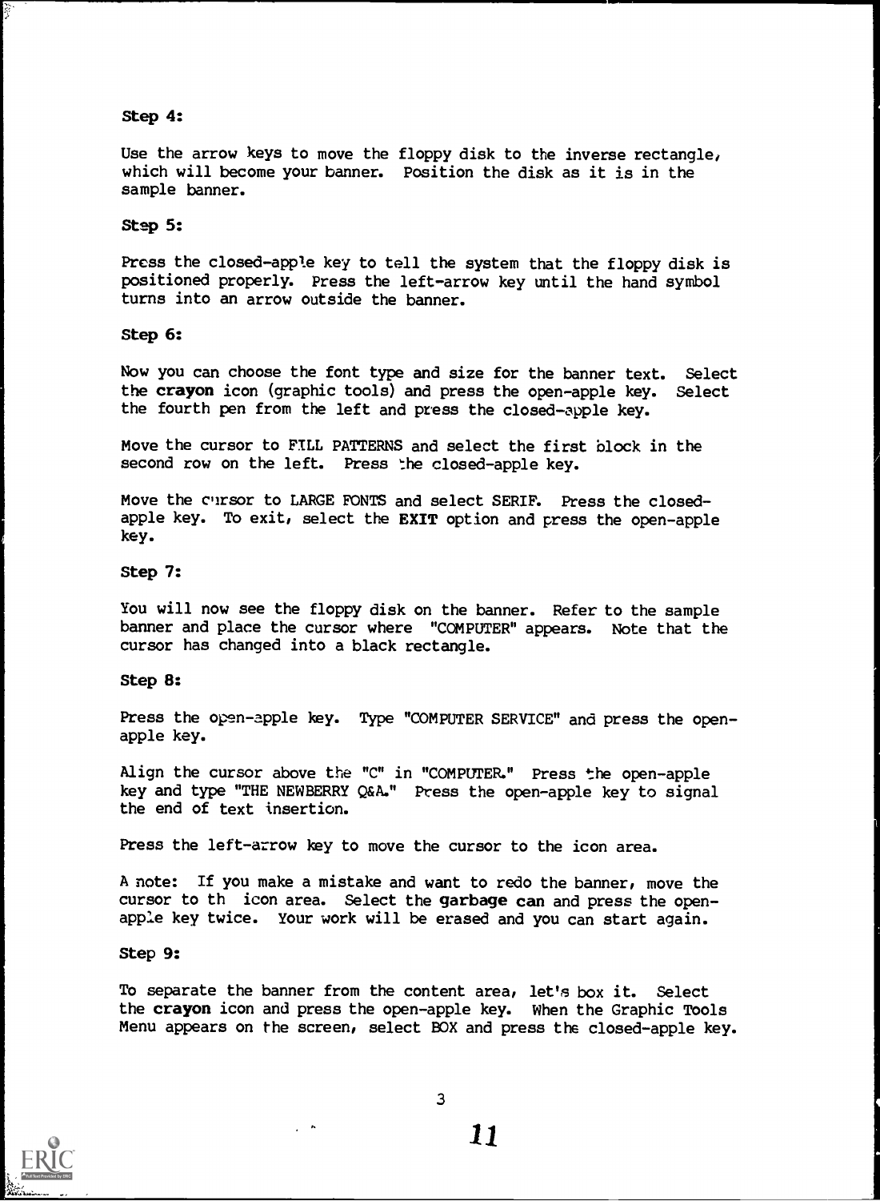Step 4:

Use the arrow keys to move the floppy disk to the inverse rectangle, which will become your banner. Position the disk as it is in the sample banner.

Step 5:

Press the closed-apple key to tell the system that the floppy disk is positioned properly. Press the left-arrow key until the hand symbol turns into an arrow outside the banner.

Step 6:

Now you can choose the font type and size for the banner text. Select the **crayon** icon (graphic tools) and press the open-apple key. Select the fourth pen from the left and press the closed-apple key.

Move the cursor to FILL PATTERNS and select the first block in the second row on the left. Press the closed-apple key.

Move the cursor to LARGE FONTS and select SERIF. Press the closed-apple key. To exit, select the **EXIT** option and press the open-apple key.

Step 7:

You will now see the floppy disk on the banner. Refer to the sample banner and place the cursor where "COMPUTER" appears. Note that the cursor has changed into a black rectangle.

Step 8:

Press the open-apple key. Type "COMPUTER SERVICE" and press the open-apple key.

Align the cursor above the "C" in "COMPUTER." Press the open-apple key and type "THE NEWBERRY Q&A." Press the open-apple key to signal the end of text insertion.

Press the left-arrow key to move the cursor to the icon area.

A note: If you make a mistake and want to redo the banner, move the cursor to th icon area. Select the **garbage can** and press the open-apple key twice. Your work will be erased and you can start again.

Step 9:

To separate the banner from the content area, let's box it. Select the **crayon** icon and press the open-apple key. When the Graphic Tools Menu appears on the screen, select BOX and press the closed-apple key.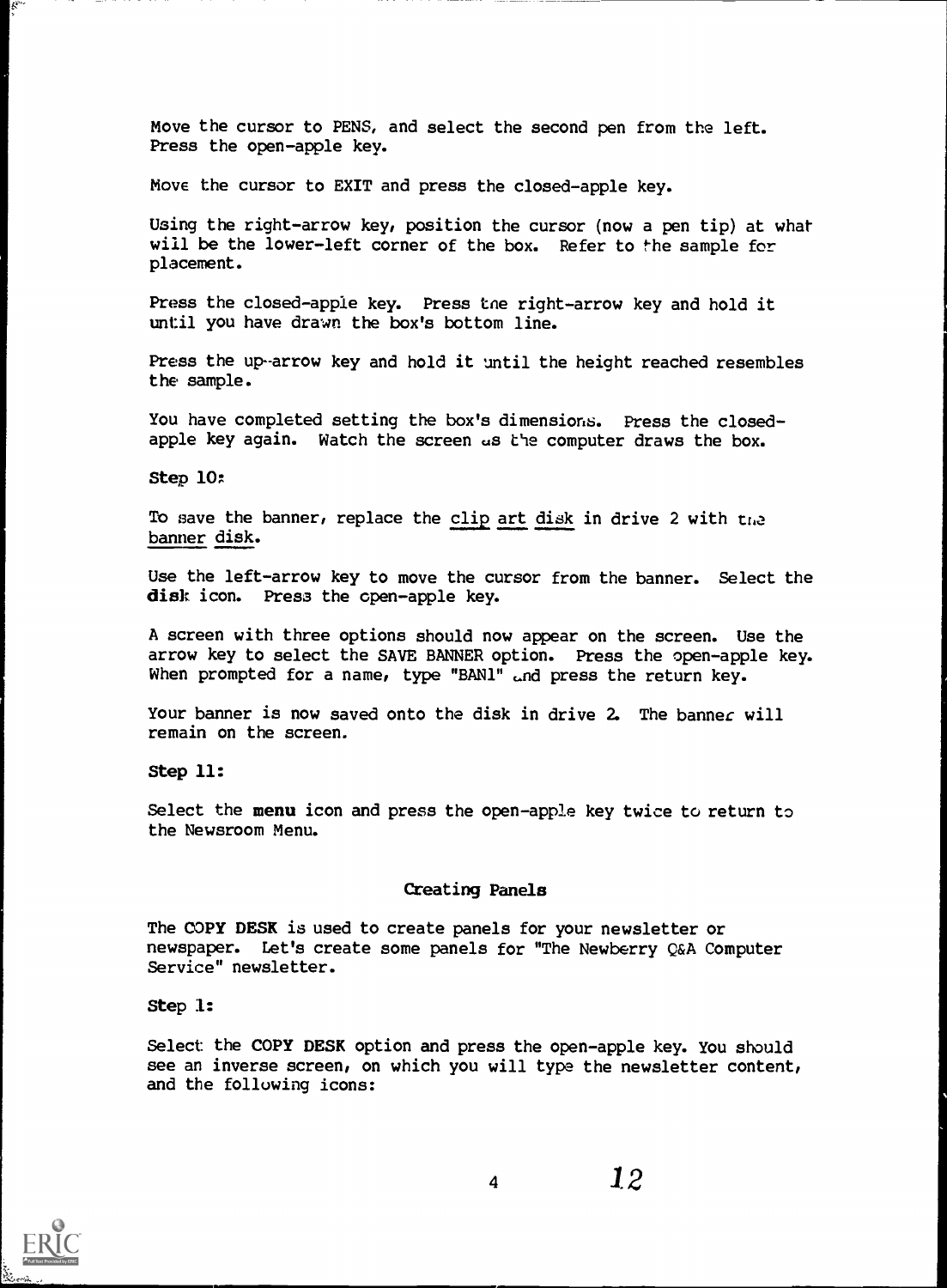Move the cursor to PENS, and select the second pen from the left. Press the open-apple key.

Move the cursor to EXIT and press the closed-apple key.

Using the right-arrow key, position the cursor (now a pen tip) at what will be the lower-left corner of the box. Refer to the sample for placement.

Press the closed-apple key. Press the right-arrow key and hold it until you have drawn the box's bottom line.

Press the up-arrow key and hold it until the height reached resembles the sample.

You have completed setting the box's dimensions. Press the closed-apple key again. Watch the screen as the computer draws the box.

Step 10:

To save the banner, replace the clip art disk in drive 2 with the banner disk.

Use the left-arrow key to move the cursor from the banner. Select the **disk** icon. Press the open-apple key.

A screen with three options should now appear on the screen. Use the arrow key to select the SAVE BANNER option. Press the open-apple key. When prompted for a name, type "BAN1" and press the return key.

Your banner is now saved onto the disk in drive 2. The banner will remain on the screen.

Step 11:

Select the **menu** icon and press the open-apple key twice to return to the Newsroom Menu.

## Creating Panels

The **COPY DESK** is used to create panels for your newsletter or newspaper. Let's create some panels for "The Newberry Q&A Computer Service" newsletter.

Step 1:

Select the **COPY DESK** option and press the open-apple key. You should see an inverse screen, on which you will type the newsletter content, and the following icons: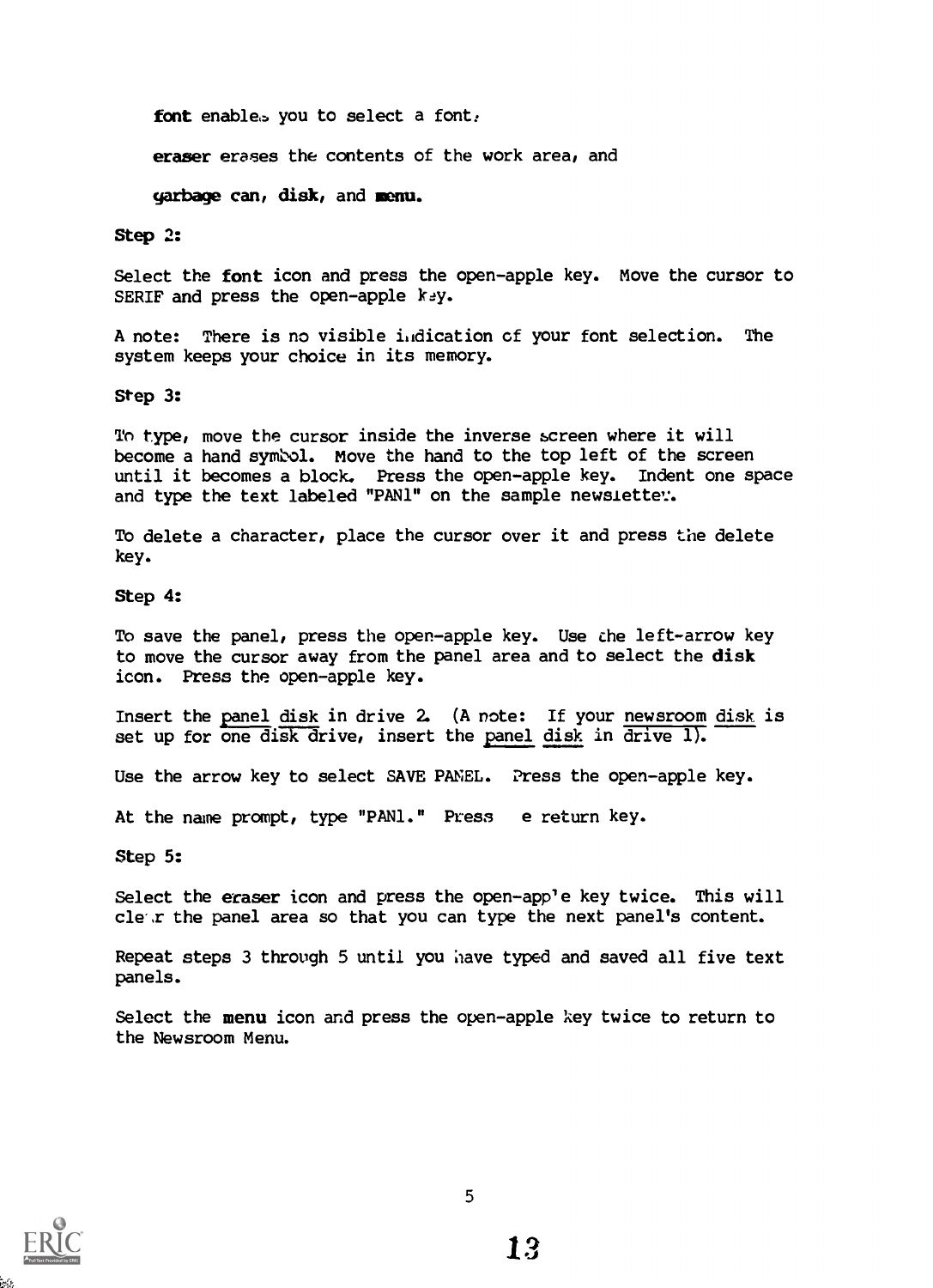**font** enables you to select a font,

**eraser** erases the contents of the work area, and

**garbage** can, **disk**, and **menu**.

**Step 2:**

Select the **font** icon and press the open-apple key. Move the cursor to SERIF and press the open-apple key.

A note: There is no visible indication of your font selection. The system keeps your choice in its memory.

**Step 3:**

To type, move the cursor inside the inverse screen where it will become a hand symbol. Move the hand to the top left of the screen until it becomes a block. Press the open-apple key. Indent one space and type the text labeled "PAN1" on the sample newsletter.

To delete a character, place the cursor over it and press the delete key.

**Step 4:**

To save the panel, press the open-apple key. Use the left-arrow key to move the cursor away from the panel area and to select the **disk** icon. Press the open-apple key.

Insert the panel disk in drive 2. (A note: If your newsroom disk is set up for one disk drive, insert the panel disk in drive 1).

Use the arrow key to select SAVE PANEL. Press the open-apple key.

At the name prompt, type "PAN1." Press e return key.

**Step 5:**

Select the **eraser** icon and press the open-apple key twice. This will clear the panel area so that you can type the next panel's content.

Repeat steps 3 through 5 until you have typed and saved all five text panels.

Select the **menu** icon and press the open-apple key twice to return to the Newsroom Menu.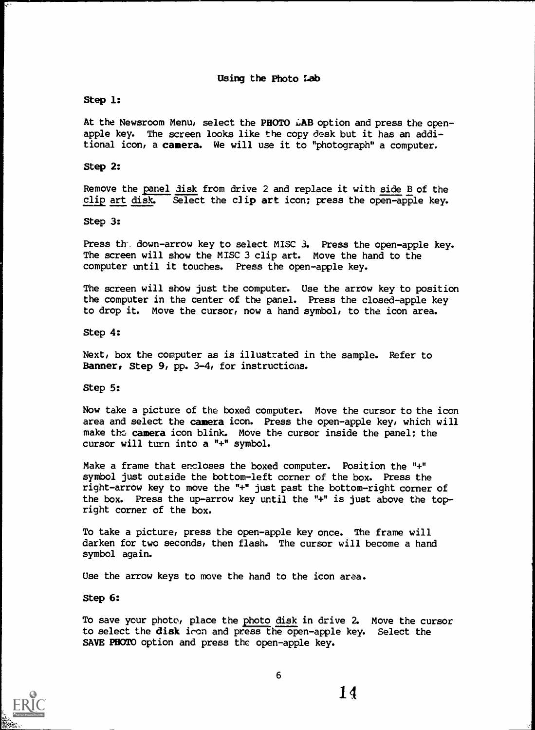## Using the Photo Lab

**Step 1:**

At the Newsroom Menu, select the **PHOTO LAB** option and press the open-apple key. The screen looks like the copy desk but it has an additional icon, a **camera**. We will use it to "photograph" a computer.

**Step 2:**

Remove the panel disk from drive 2 and replace it with side B of the clip art disk. Select the **clip art** icon; press the open-apple key.

**Step 3:**

Press the down-arrow key to select MISC 3. Press the open-apple key. The screen will show the MISC 3 clip art. Move the hand to the computer until it touches. Press the open-apple key.

The screen will show just the computer. Use the arrow key to position the computer in the center of the panel. Press the closed-apple key to drop it. Move the cursor, now a hand symbol, to the icon area.

**Step 4:**

Next, box the computer as is illustrated in the sample. Refer to **Banner, Step 9**, pp. 3-4, for instructions.

**Step 5:**

Now take a picture of the boxed computer. Move the cursor to the icon area and select the **camera** icon. Press the open-apple key, which will make the **camera** icon blink. Move the cursor inside the panel; the cursor will turn into a "+" symbol.

Make a frame that encloses the boxed computer. Position the "+" symbol just outside the bottom-left corner of the box. Press the right-arrow key to move the "+" just past the bottom-right corner of the box. Press the up-arrow key until the "+" is just above the top-right corner of the box.

To take a picture, press the open-apple key once. The frame will darken for two seconds, then flash. The cursor will become a hand symbol again.

Use the arrow keys to move the hand to the icon area.

**Step 6:**

To save your photo, place the photo disk in drive 2. Move the cursor to select the **disk** icon and press the open-apple key. Select the **SAVE PHOTO** option and press the open-apple key.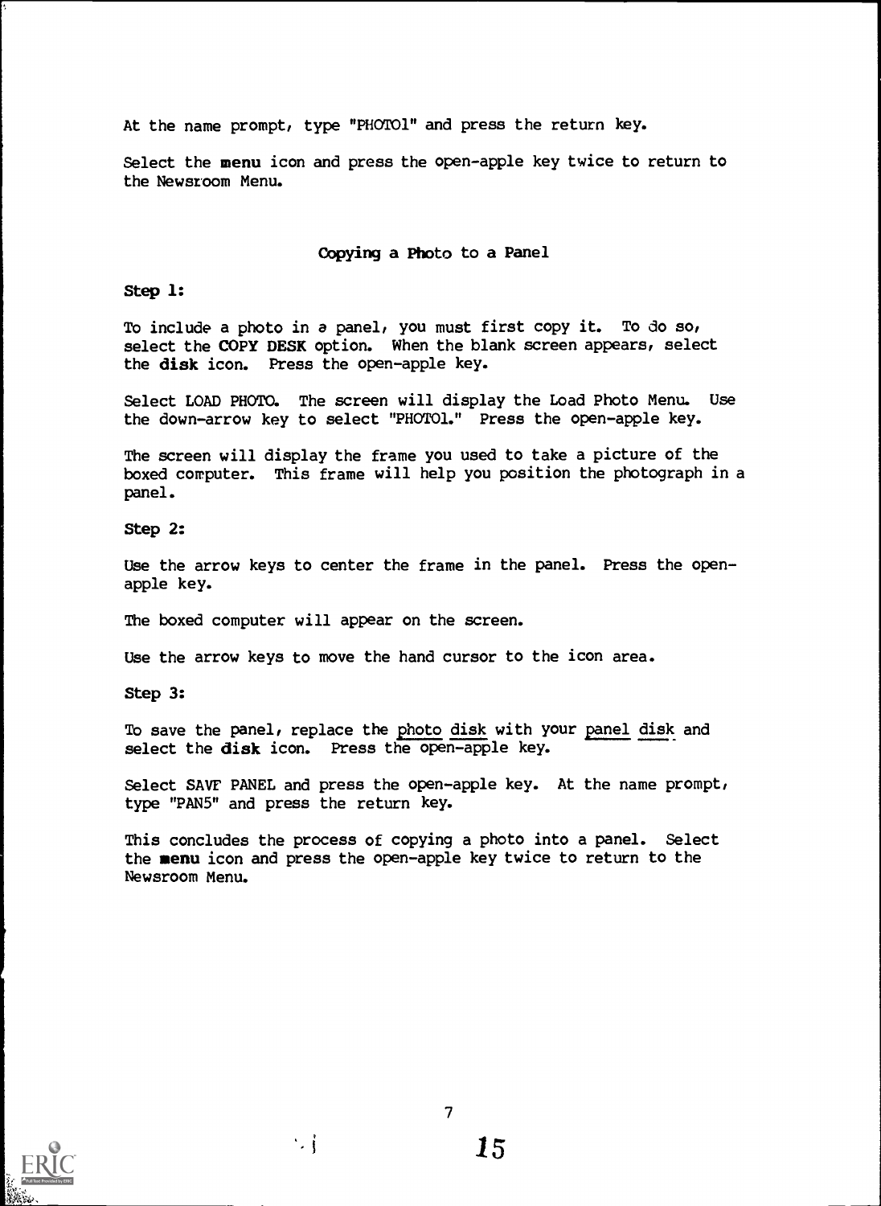At the name prompt, type "PHOTO1" and press the return key.

Select the **menu** icon and press the open-apple key twice to return to the Newsroom Menu.

## Copying a Photo to a Panel

**Step 1:**

To include a photo in a panel, you must first copy it. To do so, select the **COPY DESK** option. When the blank screen appears, select the **disk** icon. Press the open-apple key.

Select LOAD PHOTO. The screen will display the Load Photo Menu. Use the down-arrow key to select "PHOTO1." Press the open-apple key.

The screen will display the frame you used to take a picture of the boxed computer. This frame will help you position the photograph in a panel.

**Step 2:**

Use the arrow keys to center the frame in the panel. Press the open-apple key.

The boxed computer will appear on the screen.

Use the arrow keys to move the hand cursor to the icon area.

**Step 3:**

To save the panel, replace the photo disk with your panel disk and select the **disk** icon. Press the open-apple key.

Select SAVE PANEL and press the open-apple key. At the name prompt, type "PAN5" and press the return key.

This concludes the process of copying a photo into a panel. Select the **menu** icon and press the open-apple key twice to return to the Newsroom Menu.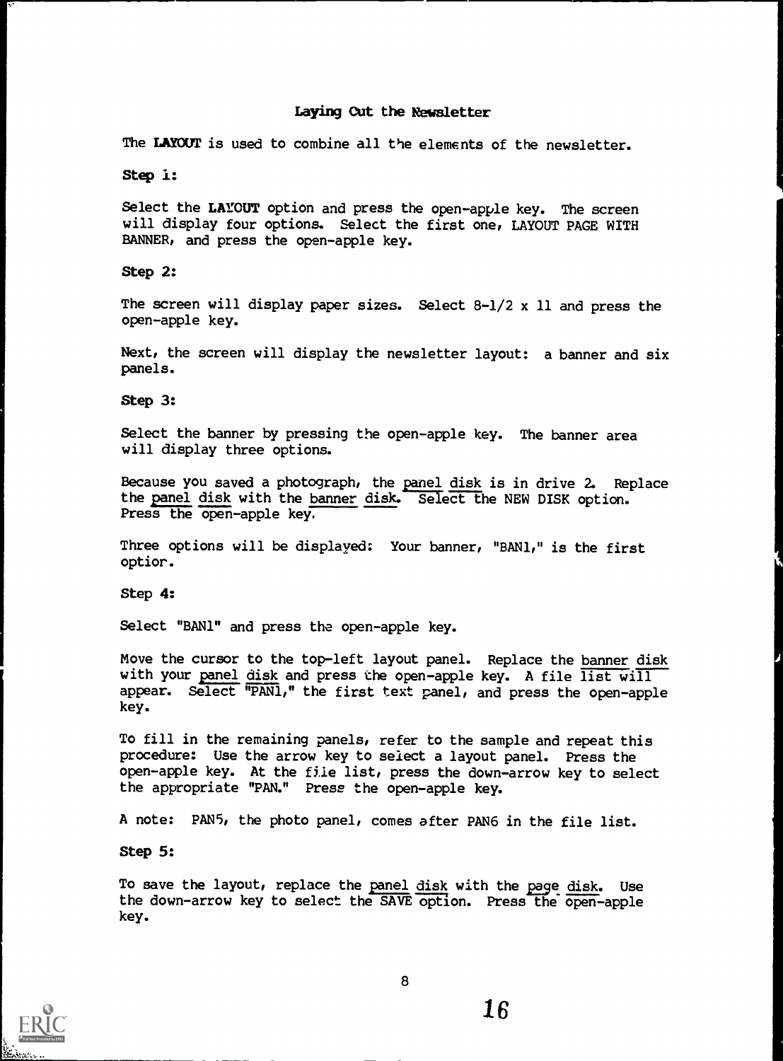## Laying Out the Newsletter

The **LAYOUT** is used to combine all the elements of the newsletter.

**Step 1:**

Select the **LAYOUT** option and press the open-apple key. The screen will display four options. Select the first one, LAYOUT PAGE WITH BANNER, and press the open-apple key.

**Step 2:**

The screen will display paper sizes. Select 8-1/2 x 11 and press the open-apple key.

Next, the screen will display the newsletter layout: a banner and six panels.

**Step 3:**

Select the banner by pressing the open-apple key. The banner area will display three options.

Because you saved a photograph, the panel disk is in drive 2. Replace the panel disk with the banner disk. Select the NEW DISK option. Press the open-apple key.

Three options will be displayed: Your banner, "BAN1," is the first option.

**Step 4:**

Select "BAN1" and press the open-apple key.

Move the cursor to the top-left layout panel. Replace the banner disk with your panel disk and press the open-apple key. A file list will appear. Select "PAN1," the first text panel, and press the open-apple key.

To fill in the remaining panels, refer to the sample and repeat this procedure: Use the arrow key to select a layout panel. Press the open-apple key. At the file list, press the down-arrow key to select the appropriate "PAN." Press the open-apple key.

A note: PAN5, the photo panel, comes after PAN6 in the file list.

**Step 5:**

To save the layout, replace the panel disk with the page disk. Use the down-arrow key to select the SAVE option. Press the open-apple key.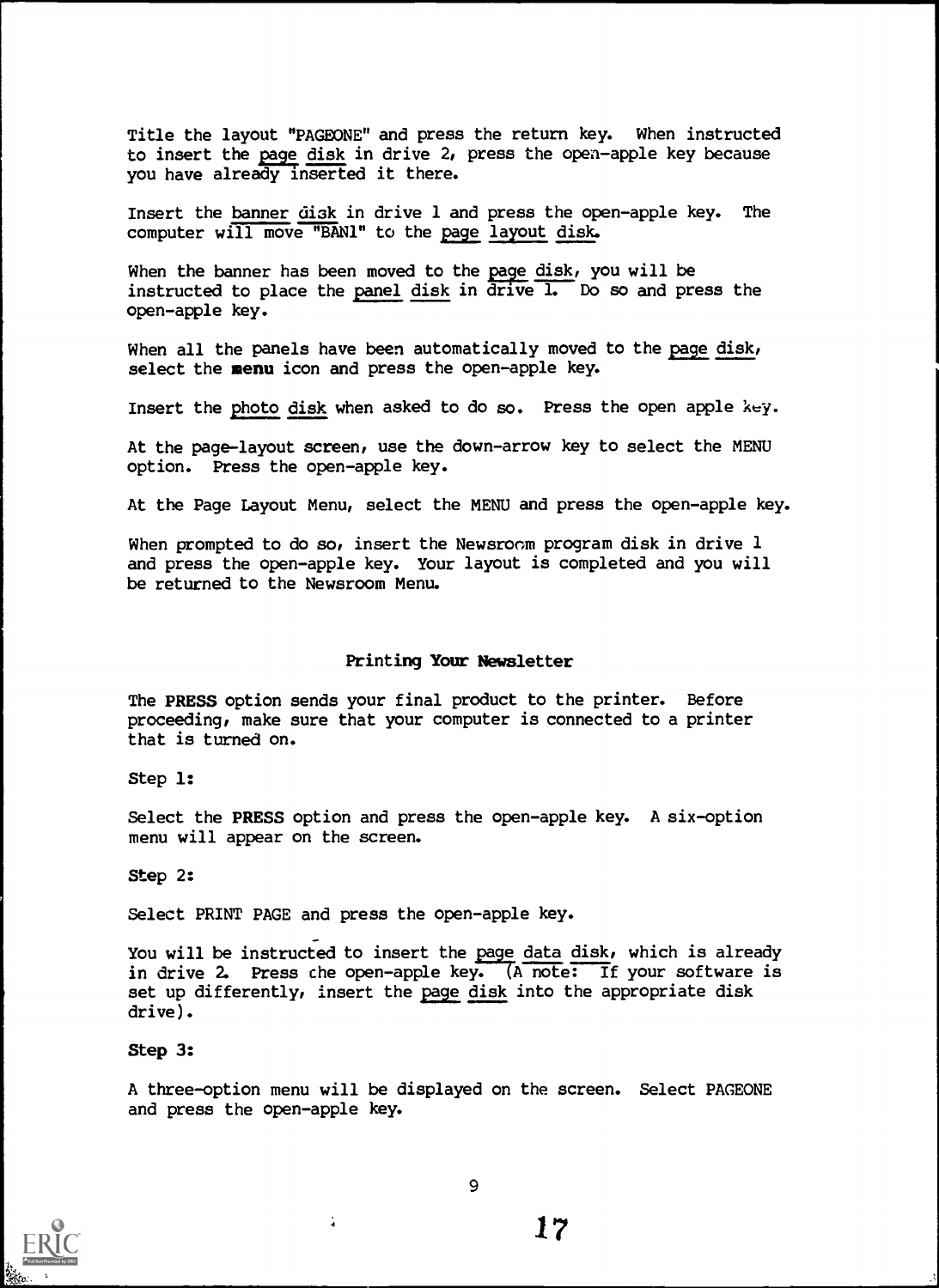Title the layout "PAGEONE" and press the return key. When instructed to insert the page disk in drive 2, press the open-apple key because you have already inserted it there.

Insert the banner disk in drive 1 and press the open-apple key. The computer will move "BAN1" to the page layout disk.

When the banner has been moved to the page disk, you will be instructed to place the panel disk in drive 1. Do so and press the open-apple key.

When all the panels have been automatically moved to the page disk, select the **menu** icon and press the open-apple key.

Insert the photo disk when asked to do so. Press the open apple key.

At the page-layout screen, use the down-arrow key to select the MENU option. Press the open-apple key.

At the Page Layout Menu, select the MENU and press the open-apple key.

When prompted to do so, insert the Newsroom program disk in drive 1 and press the open-apple key. Your layout is completed and you will be returned to the Newsroom Menu.

## Printing Your Newsletter

The **PRESS** option sends your final product to the printer. Before proceeding, make sure that your computer is connected to a printer that is turned on.

Step 1:

Select the **PRESS** option and press the open-apple key. A six-option menu will appear on the screen.

Step 2:

Select PRINT PAGE and press the open-apple key.

You will be instructed to insert the page data disk, which is already in drive 2. Press the open-apple key. (A note: If your software is set up differently, insert the page disk into the appropriate disk drive).

**Step 3:**

A three-option menu will be displayed on the screen. Select PAGEONE and press the open-apple key.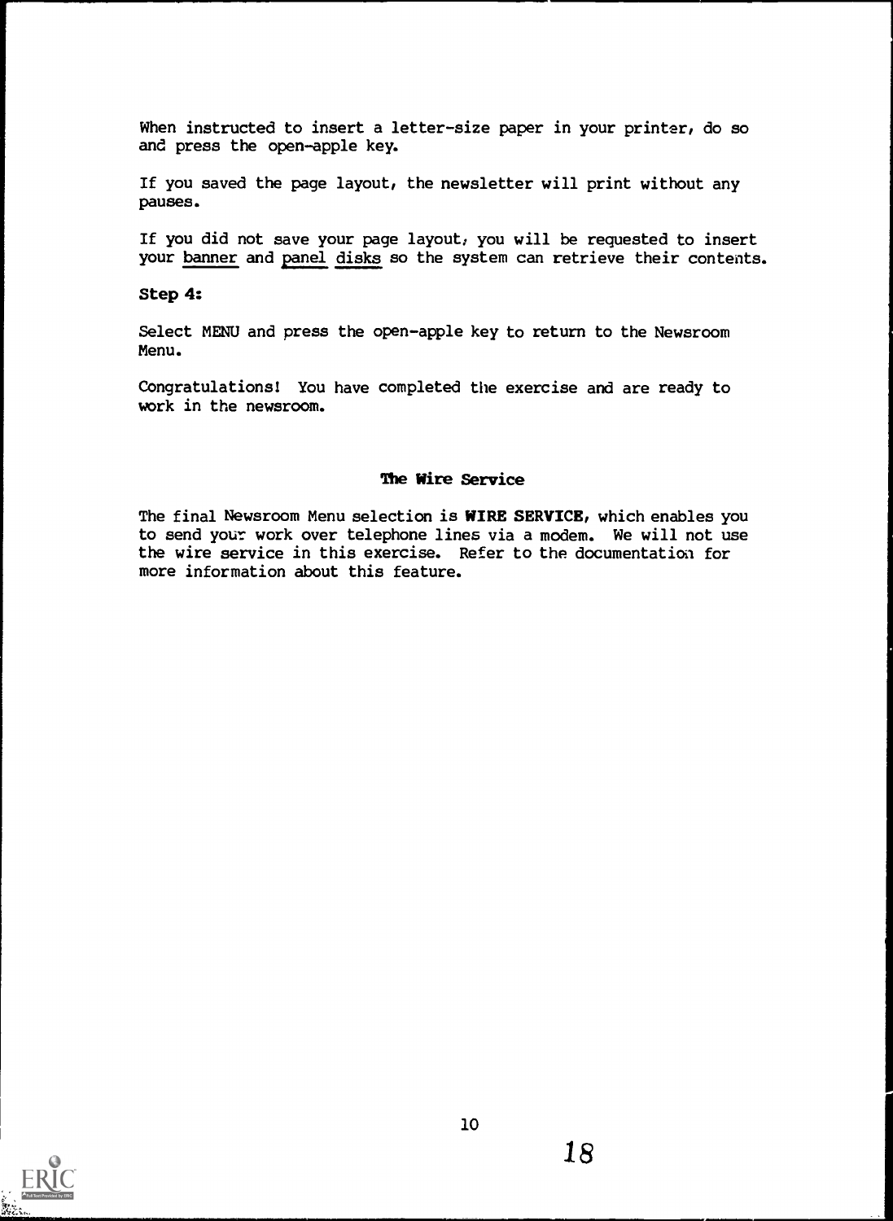When instructed to insert a letter-size paper in your printer, do so and press the open-apple key.

If you saved the page layout, the newsletter will print without any pauses.

If you did not save your page layout, you will be requested to insert your banner and panel disks so the system can retrieve their contents.

**Step 4:**

Select MENU and press the open-apple key to return to the Newsroom Menu.

Congratulations! You have completed the exercise and are ready to work in the newsroom.

## The Wire Service

The final Newsroom Menu selection is **WIRE SERVICE**, which enables you to send your work over telephone lines via a modem. We will not use the wire service in this exercise. Refer to the documentation for more information about this feature.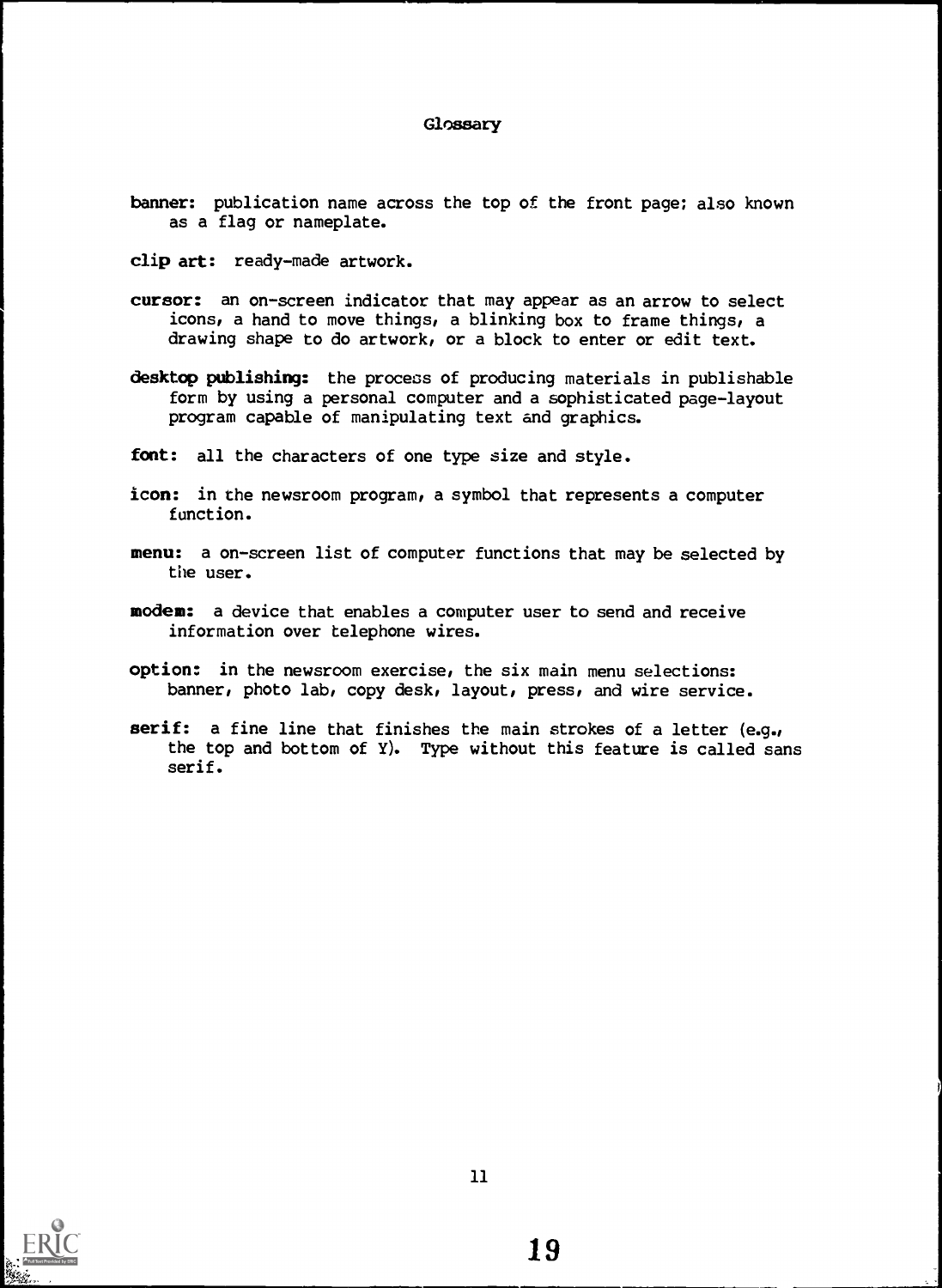# Glossary

**banner:** publication name across the top of the front page; also known as a flag or nameplate.

**clip art:** ready-made artwork.

**cursor:** an on-screen indicator that may appear as an arrow to select icons, a hand to move things, a blinking box to frame things, a drawing shape to do artwork, or a block to enter or edit text.

**desktop publishing:** the process of producing materials in publishable form by using a personal computer and a sophisticated page-layout program capable of manipulating text and graphics.

**font:** all the characters of one type size and style.

**icon:** in the newsroom program, a symbol that represents a computer function.

**menu:** a on-screen list of computer functions that may be selected by the user.

**modem:** a device that enables a computer user to send and receive information over telephone wires.

**option:** in the newsroom exercise, the six main menu selections: banner, photo lab, copy desk, layout, press, and wire service.

**serif:** a fine line that finishes the main strokes of a letter (e.g., the top and bottom of Y). Type without this feature is called sans serif.